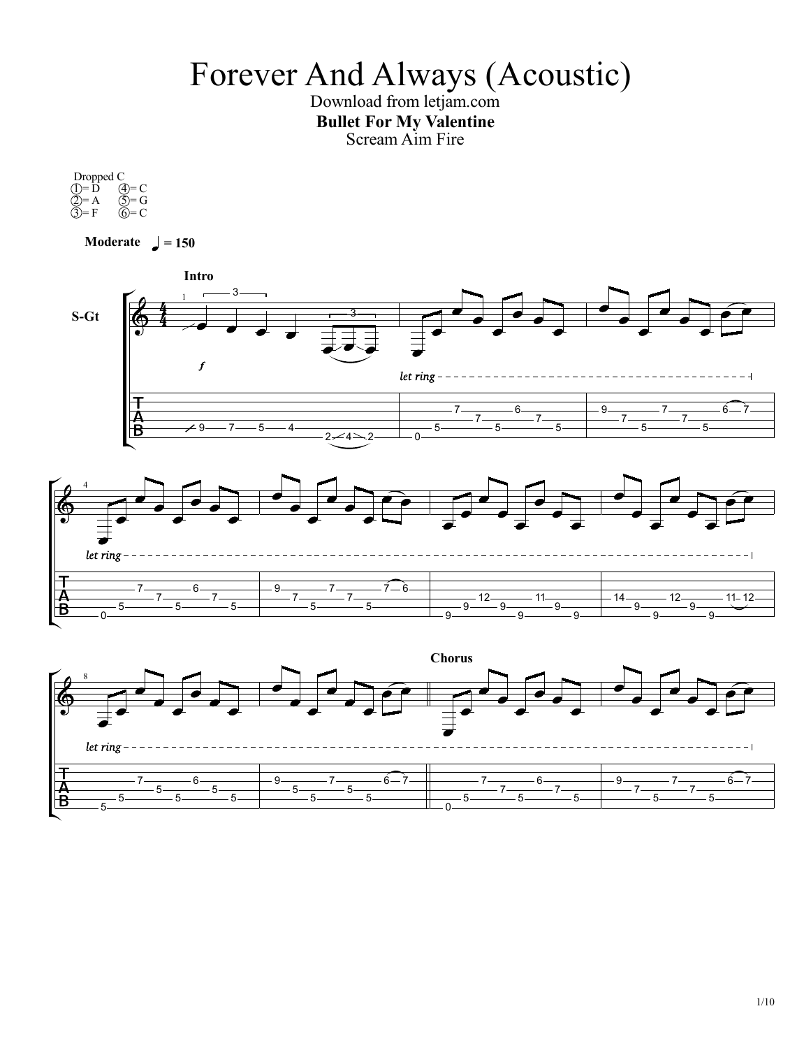# Forever And Always (Acoustic)

Download from letjam.com

**Bullet For My Valentine**

Scream Aim Fire

Dropped C
① = D ④ = C
② = A ⑤ = G
③ = F ⑥ = C

**Moderate** ♩ = 150

**Intro**

S-Gt

*let ring*

**Chorus**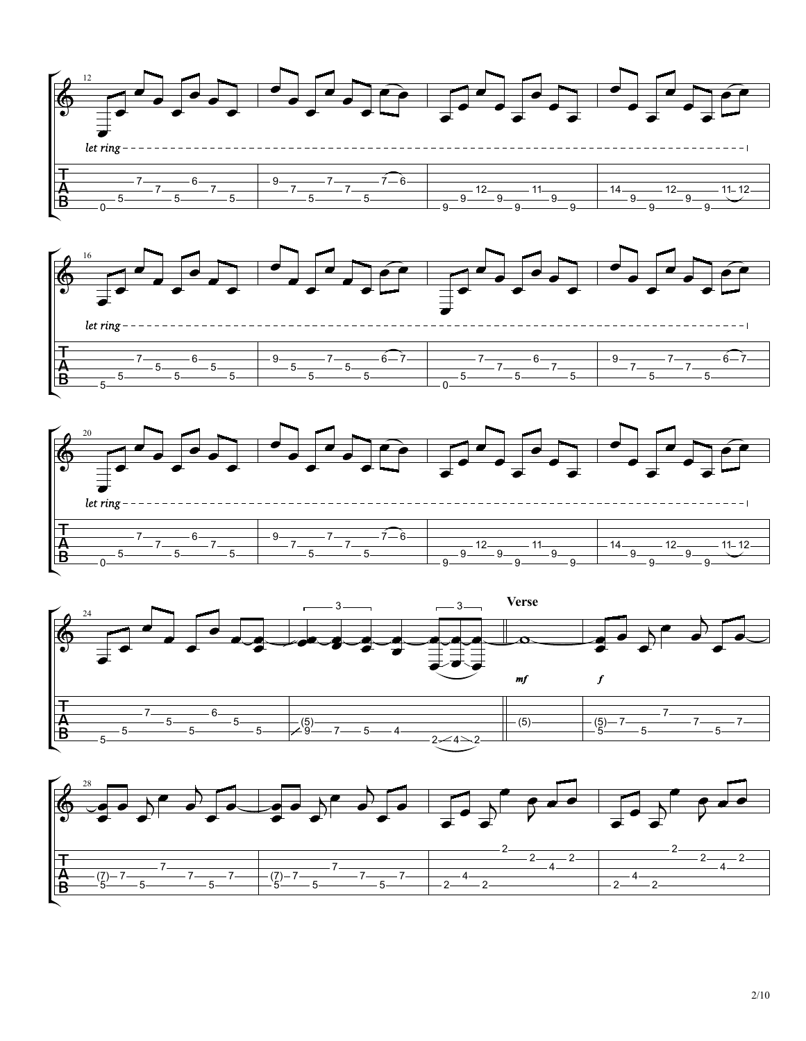let ring

let ring

let ring

**Verse**

*mf* *f*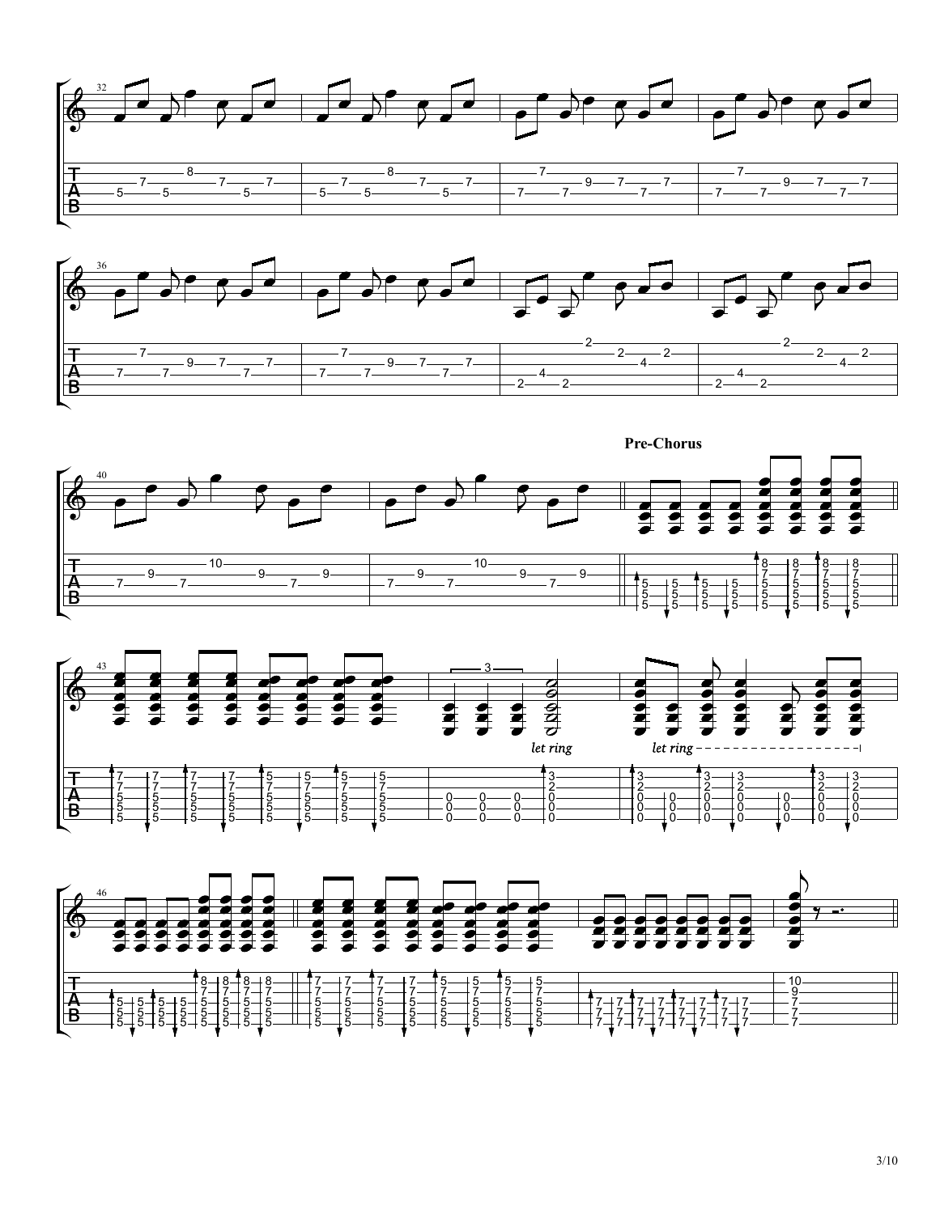**Pre-Chorus**

*let ring*

*let ring*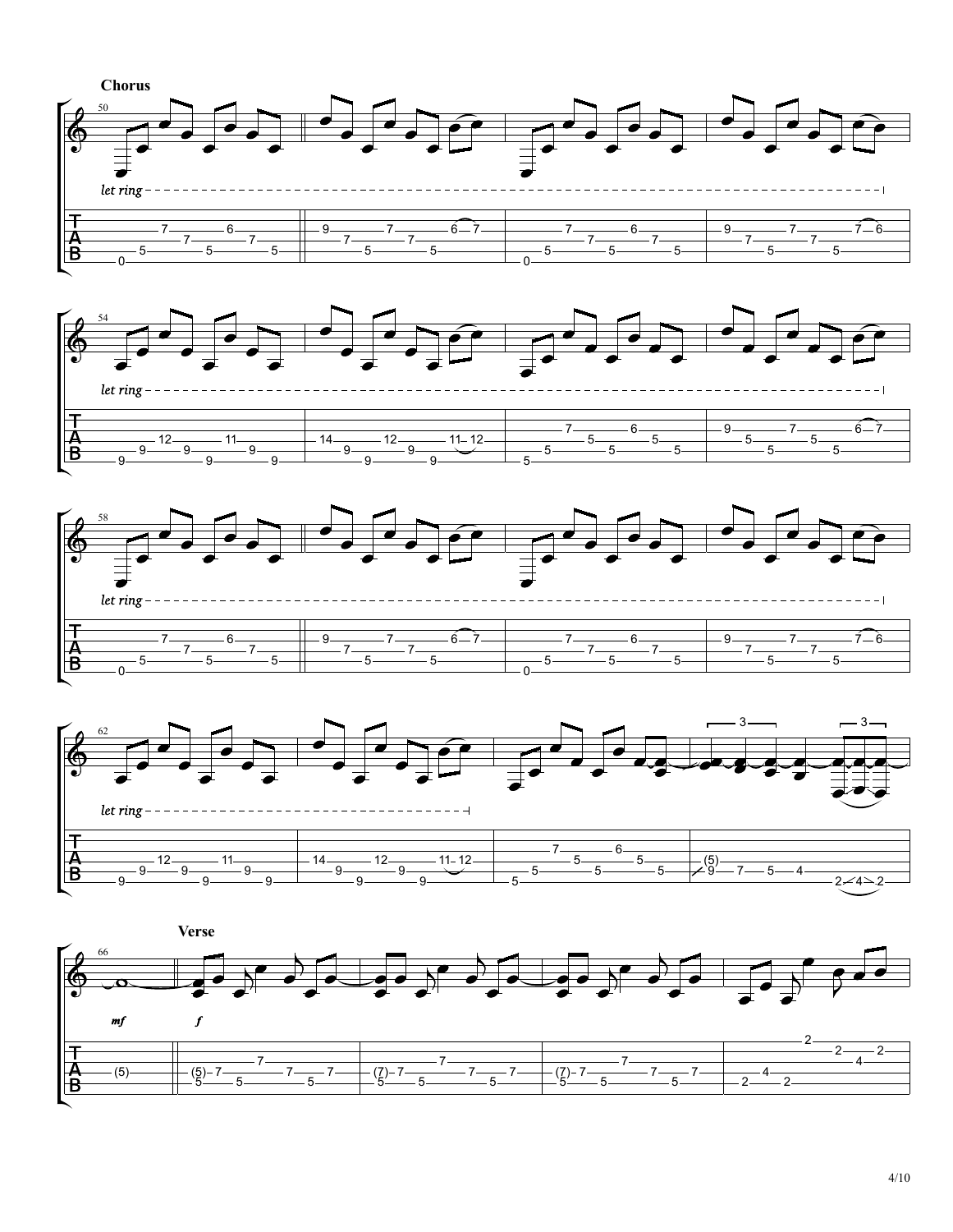**Chorus**

*let ring*

*let ring*

*let ring*

*let ring*

**Verse**

*mf*

*f*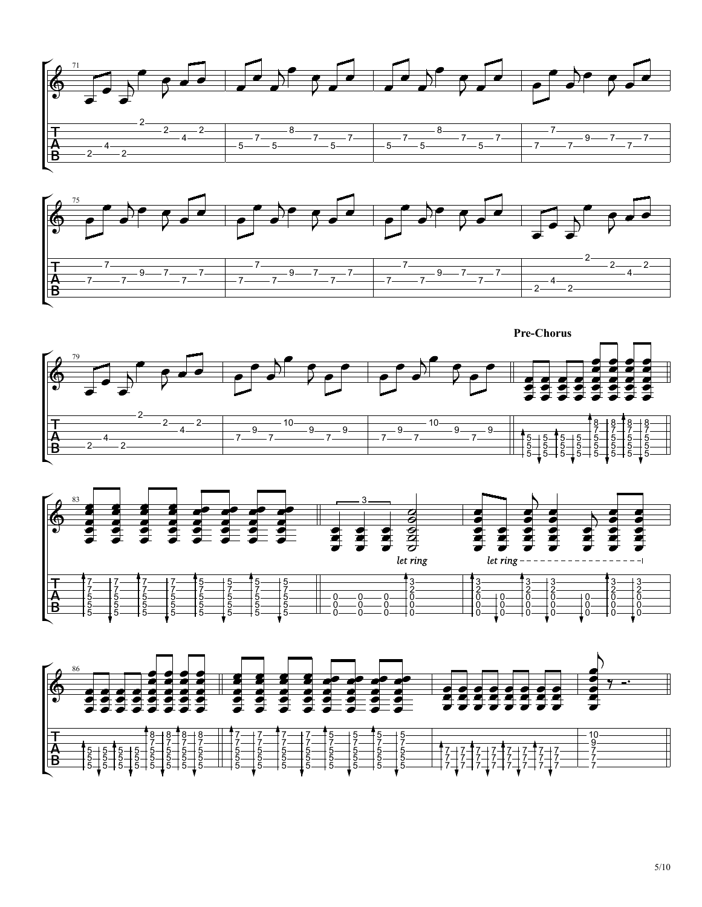**Pre-Chorus**

*let ring*

*let ring*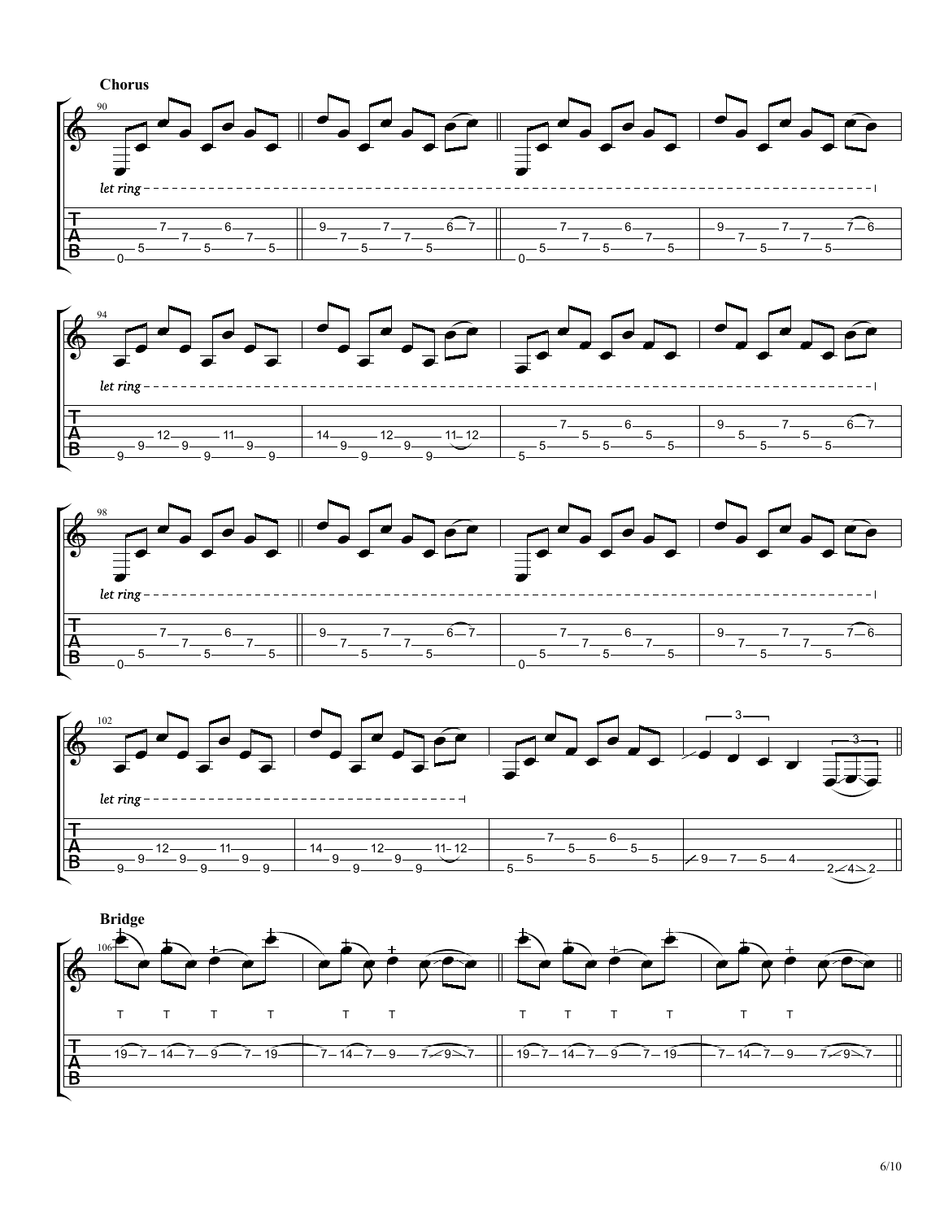**Chorus**

*let ring*

*let ring*

*let ring*

*let ring*

**Bridge**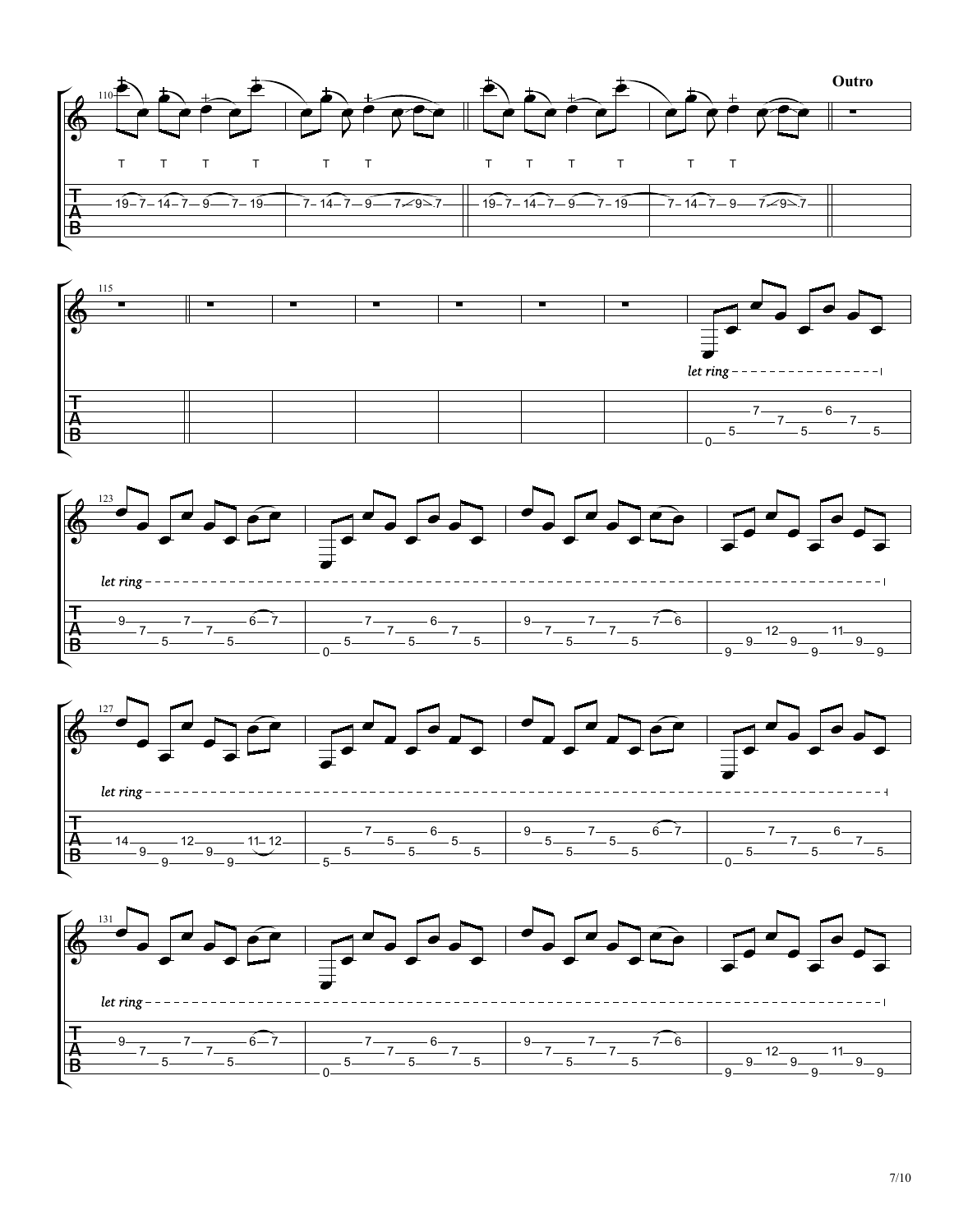**Outro**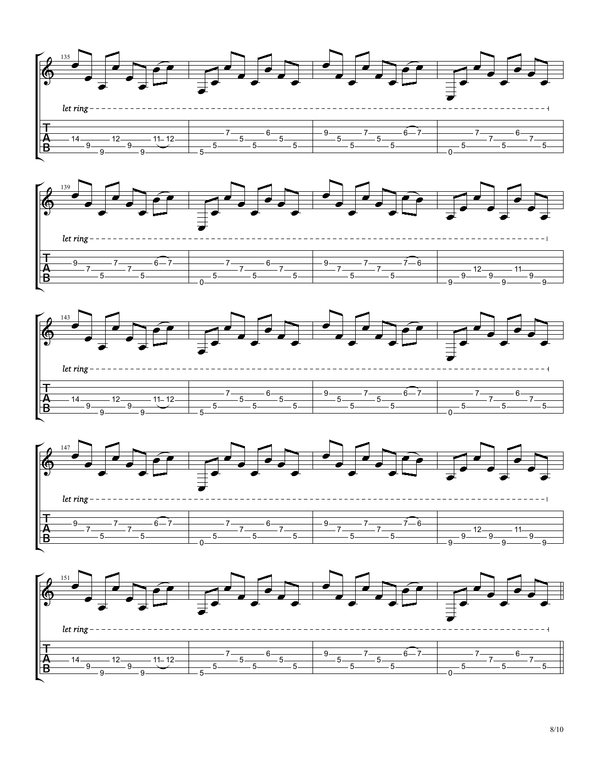*let ring*

*let ring*

*let ring*

*let ring*

*let ring*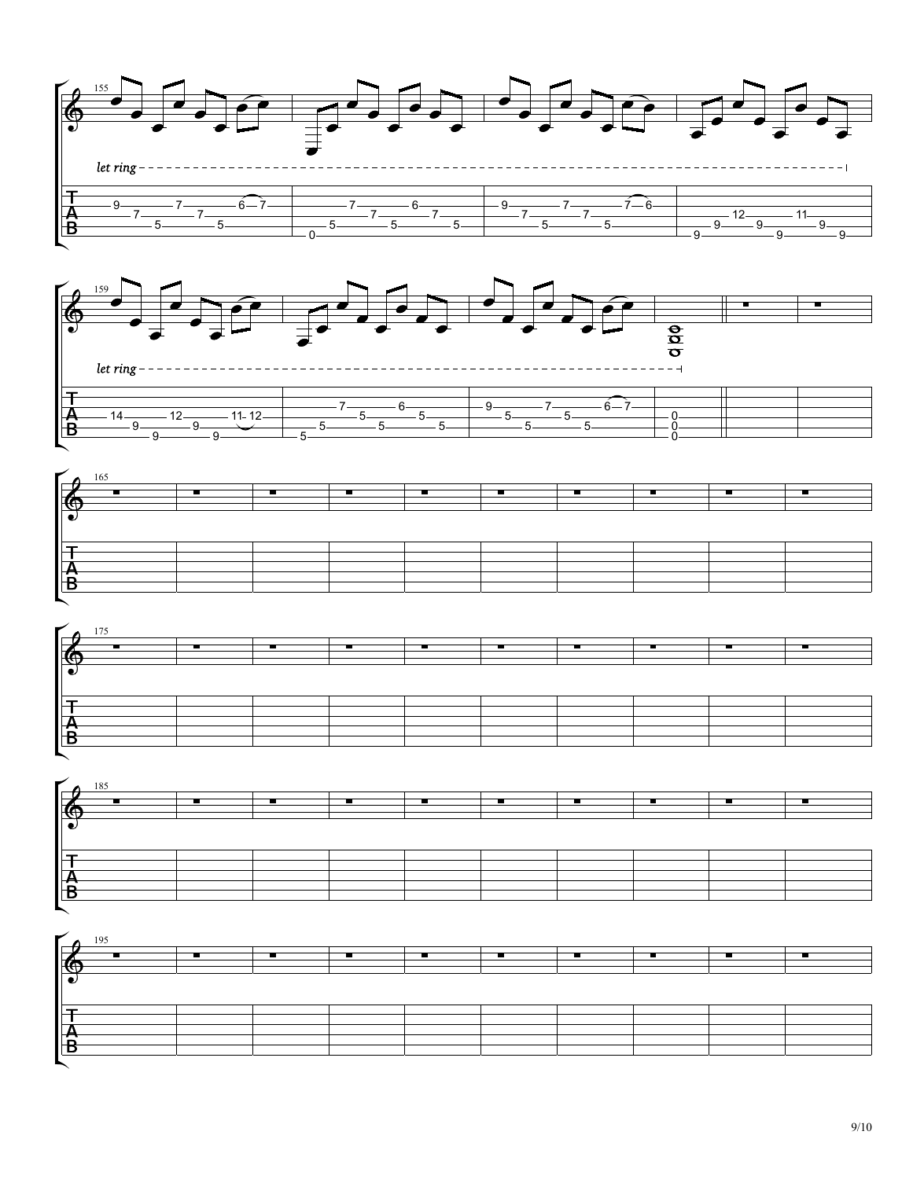155

*let ring*

159

*let ring*

165

175

185

195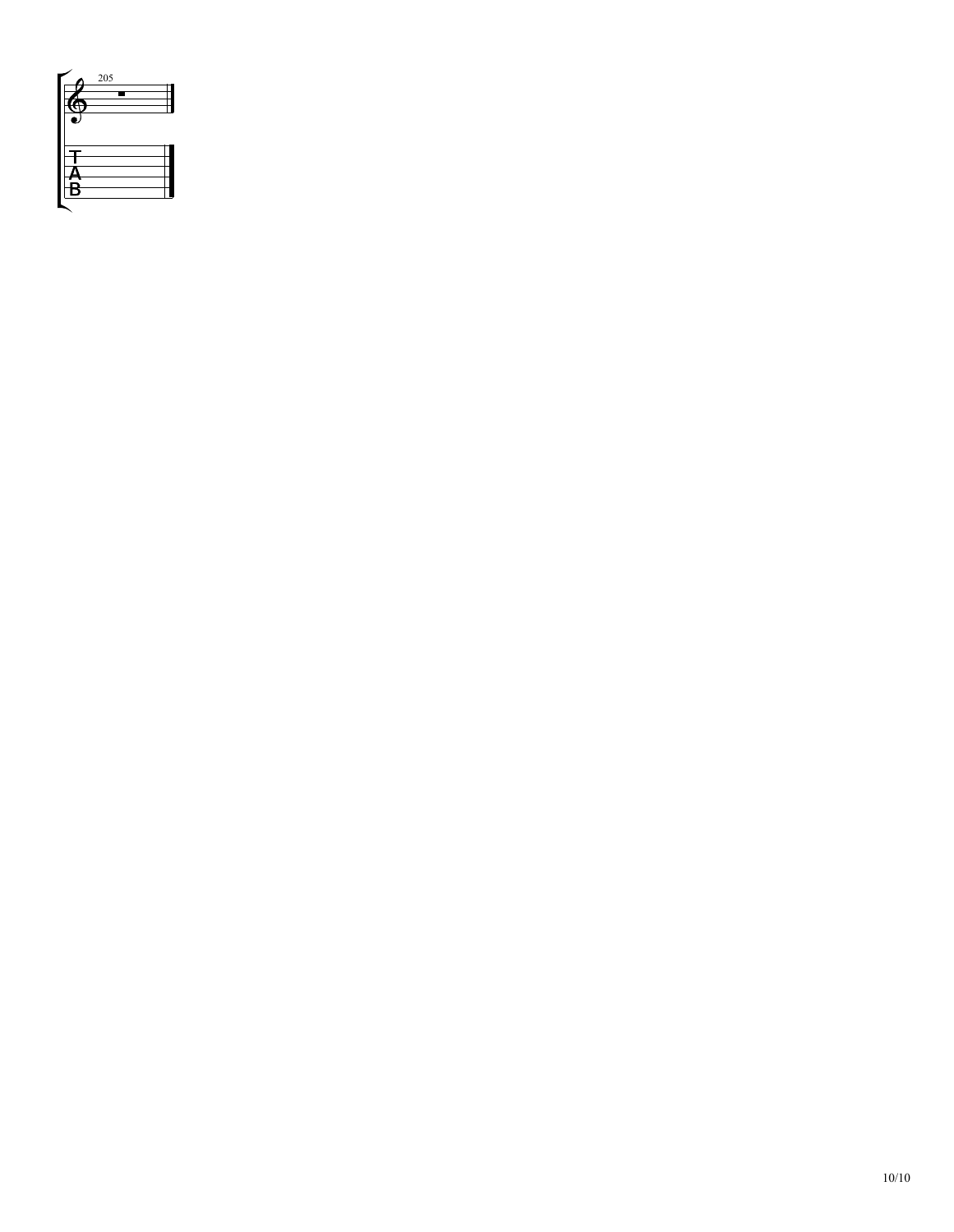205

T
A
B